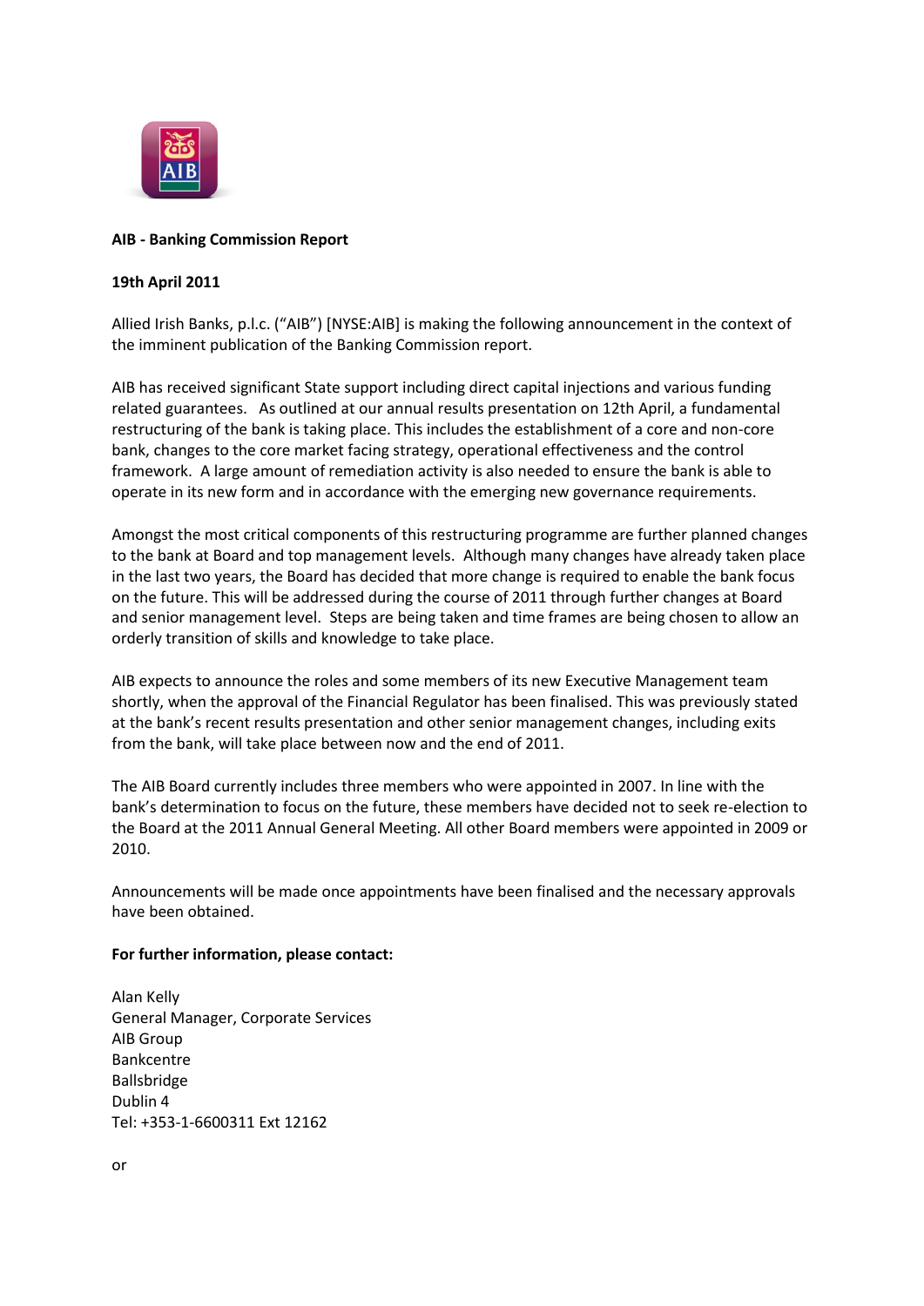**AIB - Banking Commission Report**

**19th April 2011**

Allied Irish Banks, p.l.c. ("AIB") [NYSE:AIB] is making the following announcement in the context of the imminent publication of the Banking Commission report.

AIB has received significant State support including direct capital injections and various funding related guarantees. As outlined at our annual results presentation on 12th April, a fundamental restructuring of the bank is taking place. This includes the establishment of a core and non-core bank, changes to the core market facing strategy, operational effectiveness and the control framework. A large amount of remediation activity is also needed to ensure the bank is able to operate in its new form and in accordance with the emerging new governance requirements.

Amongst the most critical components of this restructuring programme are further planned changes to the bank at Board and top management levels. Although many changes have already taken place in the last two years, the Board has decided that more change is required to enable the bank focus on the future. This will be addressed during the course of 2011 through further changes at Board and senior management level. Steps are being taken and time frames are being chosen to allow an orderly transition of skills and knowledge to take place.

AIB expects to announce the roles and some members of its new Executive Management team shortly, when the approval of the Financial Regulator has been finalised. This was previously stated at the bank's recent results presentation and other senior management changes, including exits from the bank, will take place between now and the end of 2011.

The AIB Board currently includes three members who were appointed in 2007. In line with the bank's determination to focus on the future, these members have decided not to seek re-election to the Board at the 2011 Annual General Meeting. All other Board members were appointed in 2009 or 2010.

Announcements will be made once appointments have been finalised and the necessary approvals have been obtained.

**For further information, please contact:**

Alan Kelly
General Manager, Corporate Services
AIB Group
Bankcentre
Ballsbridge
Dublin 4
Tel: +353-1-6600311 Ext 12162

or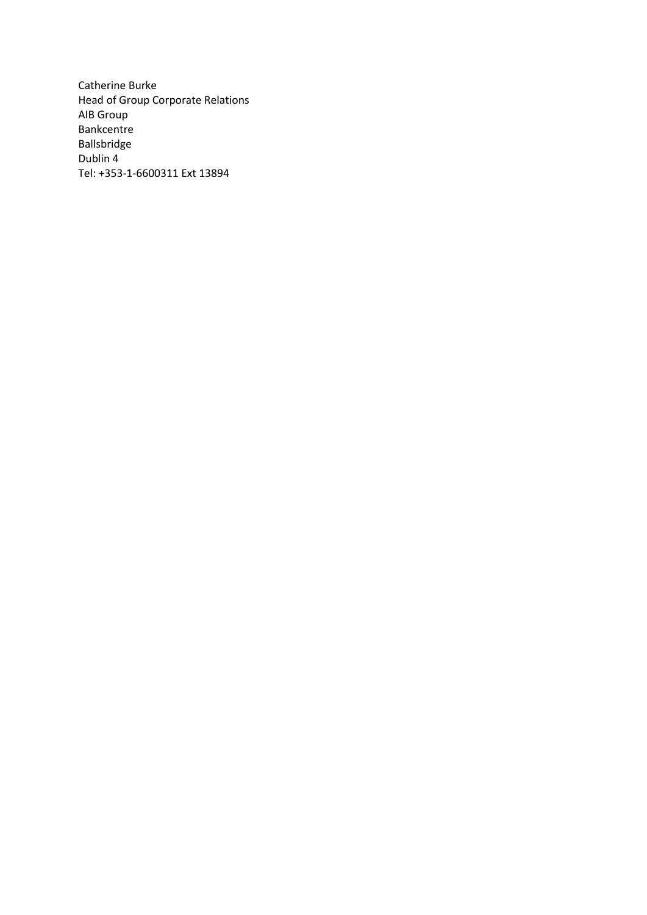Catherine Burke
Head of Group Corporate Relations
AIB Group
Bankcentre
Ballsbridge
Dublin 4
Tel: +353-1-6600311 Ext 13894